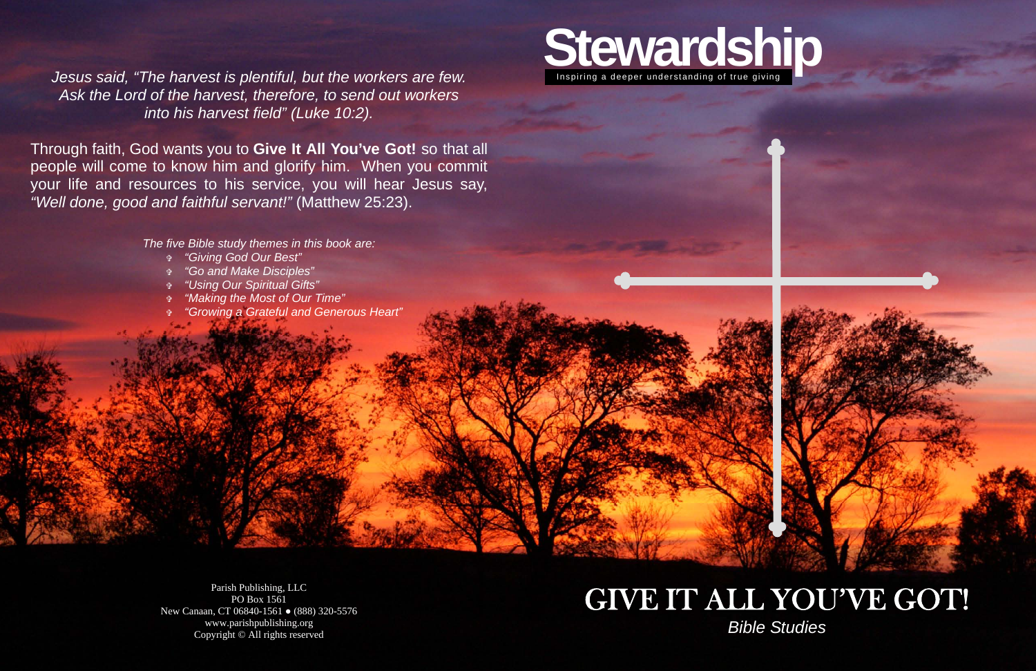*Jesus said, "The harvest is plentiful, but the workers are few. Ask the Lord of the harvest, therefore, to send out workers into his harvest field" (Luke 10:2).*

Through faith, God wants you to **Give It All You've Got!** so that all people will come to know him and glorify him. When you commit your life and resources to his service, you will hear Jesus say, *"Well done, good and faithful servant!"* (Matthew 25:23).

*The five Bible study themes in this book are:*

- *"Giving God Our Best"*
- *"Go and Make Disciples"*
- *"Using Our Spiritual Gifts"*
- *"Making the Most of Our Time"*
- *"Growing a Grateful and Generous Heart"*

Parish Publishing, LLC
PO Box 1561
New Canaan, CT 06840-1561 ● (888) 320-5576
www.parishpublishing.org
Copyright © All rights reserved

# Stewardship

Inspiring a deeper understanding of true giving

## GIVE IT ALL YOU'VE GOT!

*Bible Studies*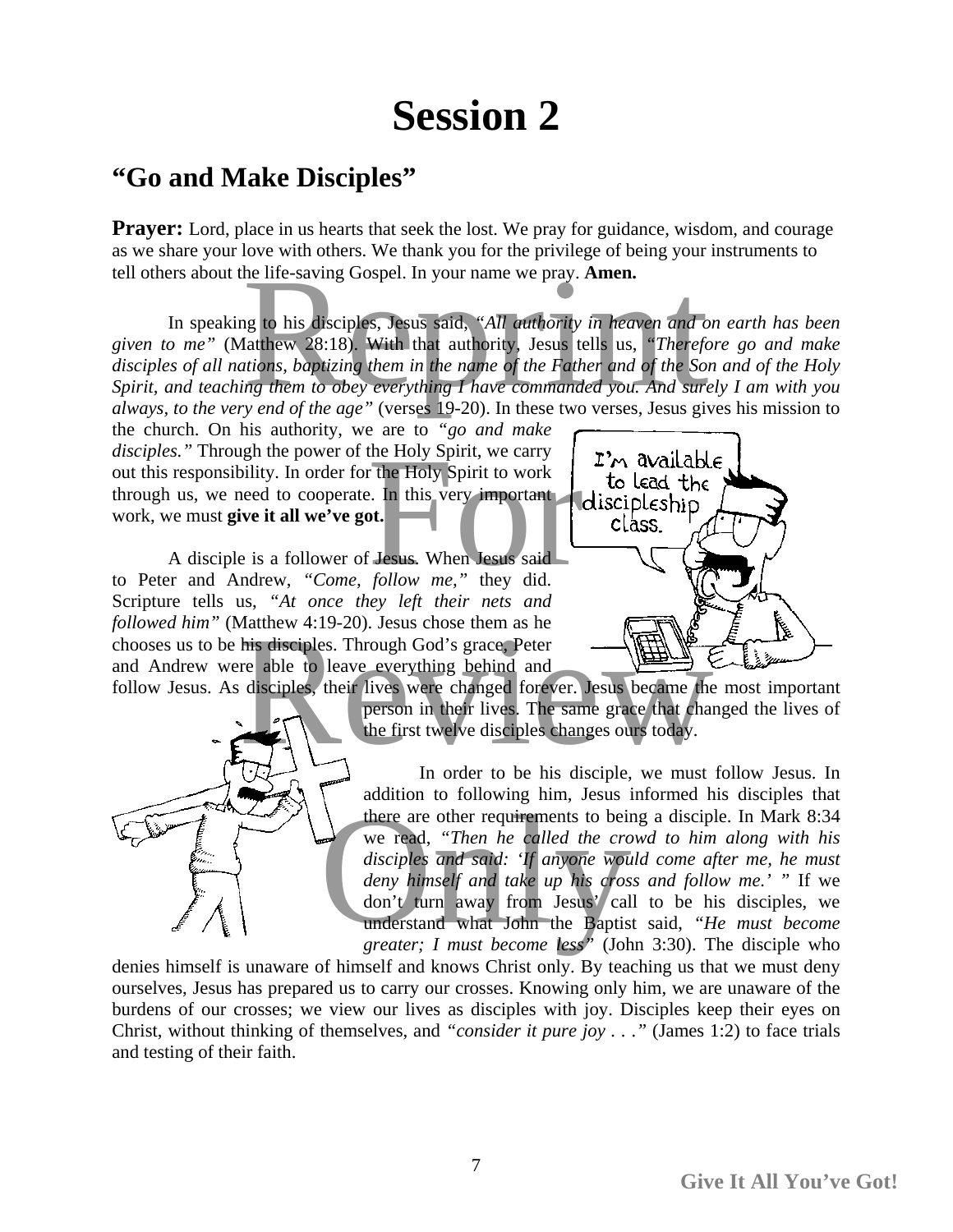# Session 2

## "Go and Make Disciples"

**Prayer:** Lord, place in us hearts that seek the lost. We pray for guidance, wisdom, and courage as we share your love with others. We thank you for the privilege of being your instruments to tell others about the life-saving Gospel. In your name we pray. **Amen.**

In speaking to his disciples, Jesus said, *"All authority in heaven and on earth has been given to me"* (Matthew 28:18). With that authority, Jesus tells us, *"Therefore go and make disciples of all nations, baptizing them in the name of the Father and of the Son and of the Holy Spirit, and teaching them to obey everything I have commanded you. And surely I am with you always, to the very end of the age"* (verses 19-20). In these two verses, Jesus gives his mission to the church. On his authority, we are to *"go and make disciples."* Through the power of the Holy Spirit, we carry out this responsibility. In order for the Holy Spirit to work through us, we need to cooperate. In this very important work, we must **give it all we've got.**

A disciple is a follower of Jesus. When Jesus said to Peter and Andrew, *"Come, follow me,"* they did. Scripture tells us, *"At once they left their nets and followed him"* (Matthew 4:19-20). Jesus chose them as he chooses us to be his disciples. Through God's grace, Peter and Andrew were able to leave everything behind and follow Jesus. As disciples, their lives were changed forever. Jesus became the most important person in their lives. The same grace that changed the lives of the first twelve disciples changes ours today.

In order to be his disciple, we must follow Jesus. In addition to following him, Jesus informed his disciples that there are other requirements to being a disciple. In Mark 8:34 we read, *"Then he called the crowd to him along with his disciples and said: 'If anyone would come after me, he must deny himself and take up his cross and follow me.' "* If we don't turn away from Jesus' call to be his disciples, we understand what John the Baptist said, *"He must become greater; I must become less"* (John 3:30). The disciple who denies himself is unaware of himself and knows Christ only. By teaching us that we must deny ourselves, Jesus has prepared us to carry our crosses. Knowing only him, we are unaware of the burdens of our crosses; we view our lives as disciples with joy. Disciples keep their eyes on Christ, without thinking of themselves, and *"consider it pure joy . . ."* (James 1:2) to face trials and testing of their faith.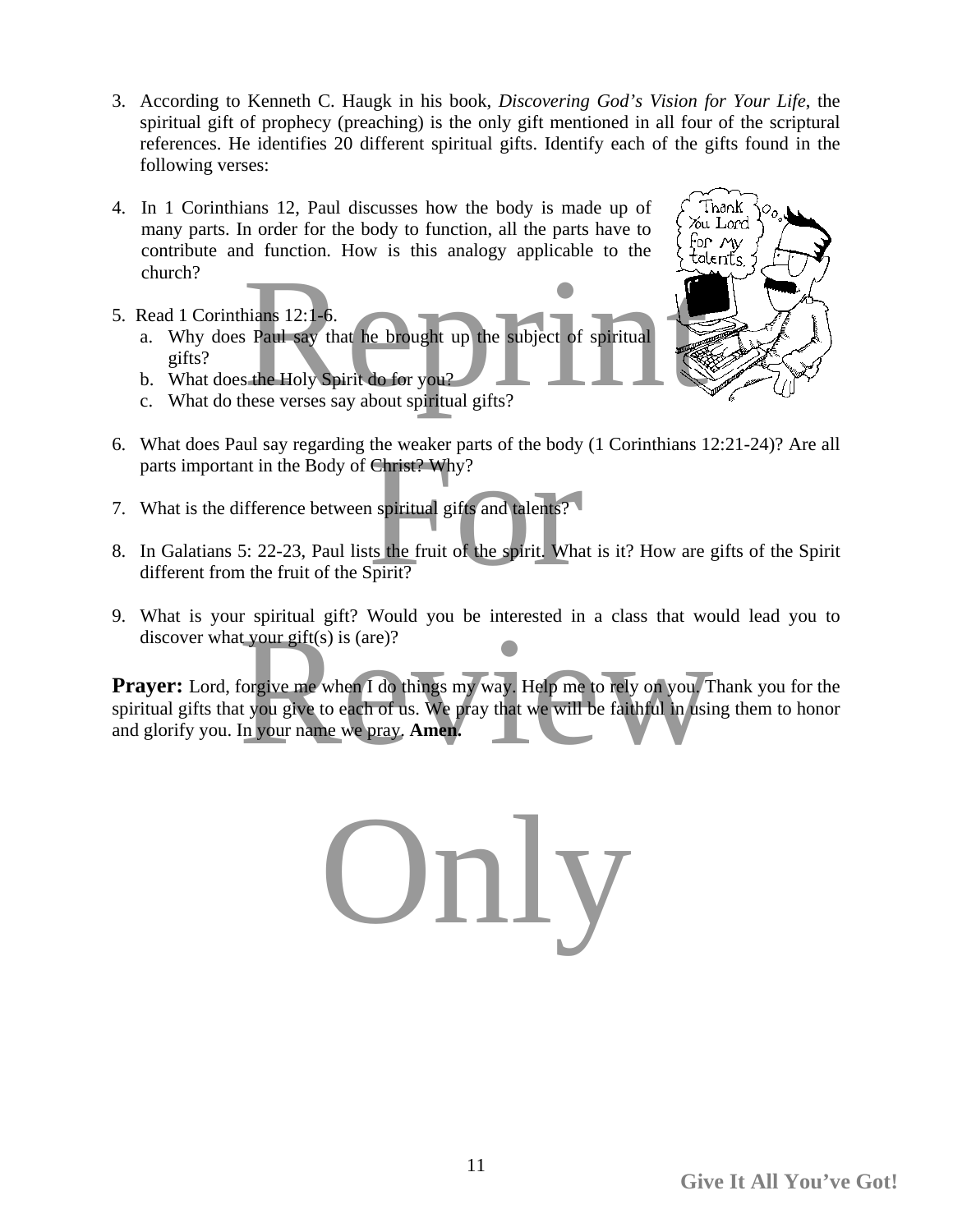3. According to Kenneth C. Haugk in his book, *Discovering God's Vision for Your Life*, the spiritual gift of prophecy (preaching) is the only gift mentioned in all four of the scriptural references. He identifies 20 different spiritual gifts. Identify each of the gifts found in the following verses:

4. In 1 Corinthians 12, Paul discusses how the body is made up of many parts. In order for the body to function, all the parts have to contribute and function. How is this analogy applicable to the church?

5. Read 1 Corinthians 12:1-6.
   a. Why does Paul say that he brought up the subject of spiritual gifts?
   b. What does the Holy Spirit do for you?
   c. What do these verses say about spiritual gifts?

6. What does Paul say regarding the weaker parts of the body (1 Corinthians 12:21-24)? Are all parts important in the Body of Christ? Why?

7. What is the difference between spiritual gifts and talents?

8. In Galatians 5: 22-23, Paul lists the fruit of the spirit. What is it? How are gifts of the Spirit different from the fruit of the Spirit?

9. What is your spiritual gift? Would you be interested in a class that would lead you to discover what your gift(s) is (are)?

**Prayer:** Lord, forgive me when I do things my way. Help me to rely on you. Thank you for the spiritual gifts that you give to each of us. We pray that we will be faithful in using them to honor and glorify you. In your name we pray. **Amen.**